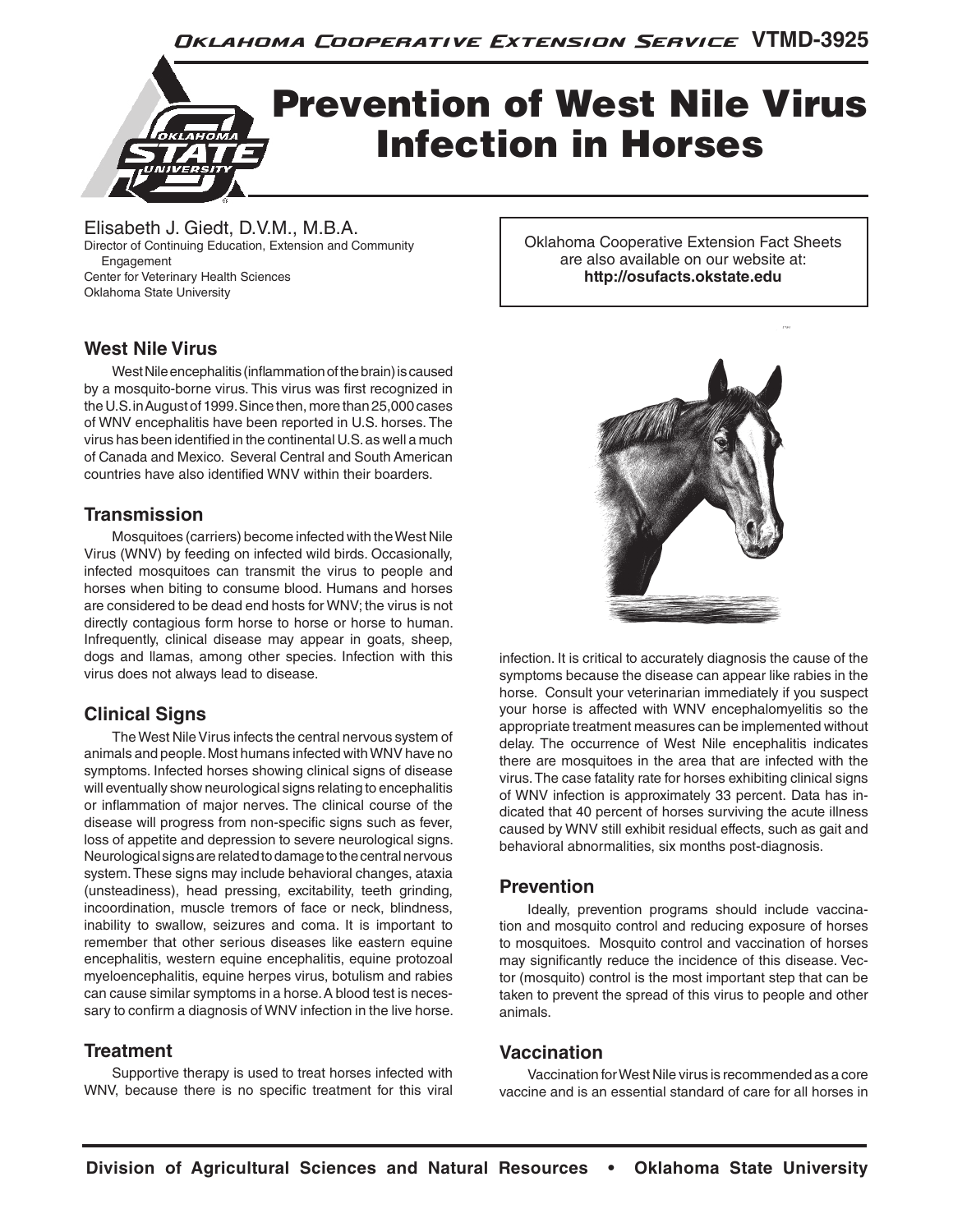# Prevention of West Nile Virus Infection in Horses

Elisabeth J. Giedt, D.V.M., M.B.A.
Director of Continuing Education, Extension and Community Engagement
Center for Veterinary Health Sciences
Oklahoma State University

Oklahoma Cooperative Extension Fact Sheets are also available on our website at: **http://osufacts.okstate.edu**

## West Nile Virus

West Nile encephalitis (inflammation of the brain) is caused by a mosquito-borne virus. This virus was first recognized in the U.S. in August of 1999. Since then, more than 25,000 cases of WNV encephalitis have been reported in U.S. horses. The virus has been identified in the continental U.S. as well a much of Canada and Mexico. Several Central and South American countries have also identified WNV within their boarders.

## Transmission

Mosquitoes (carriers) become infected with the West Nile Virus (WNV) by feeding on infected wild birds. Occasionally, infected mosquitoes can transmit the virus to people and horses when biting to consume blood. Humans and horses are considered to be dead end hosts for WNV; the virus is not directly contagious form horse to horse or horse to human. Infrequently, clinical disease may appear in goats, sheep, dogs and llamas, among other species. Infection with this virus does not always lead to disease.

## Clinical Signs

The West Nile Virus infects the central nervous system of animals and people. Most humans infected with WNV have no symptoms. Infected horses showing clinical signs of disease will eventually show neurological signs relating to encephalitis or inflammation of major nerves. The clinical course of the disease will progress from non-specific signs such as fever, loss of appetite and depression to severe neurological signs. Neurological signs are related to damage to the central nervous system. These signs may include behavioral changes, ataxia (unsteadiness), head pressing, excitability, teeth grinding, incoordination, muscle tremors of face or neck, blindness, inability to swallow, seizures and coma. It is important to remember that other serious diseases like eastern equine encephalitis, western equine encephalitis, equine protozoal myeloencephalitis, equine herpes virus, botulism and rabies can cause similar symptoms in a horse. A blood test is necessary to confirm a diagnosis of WNV infection in the live horse.

## Treatment

Supportive therapy is used to treat horses infected with WNV, because there is no specific treatment for this viral infection. It is critical to accurately diagnosis the cause of the symptoms because the disease can appear like rabies in the horse. Consult your veterinarian immediately if you suspect your horse is affected with WNV encephalomyelitis so the appropriate treatment measures can be implemented without delay. The occurrence of West Nile encephalitis indicates there are mosquitoes in the area that are infected with the virus. The case fatality rate for horses exhibiting clinical signs of WNV infection is approximately 33 percent. Data has indicated that 40 percent of horses surviving the acute illness caused by WNV still exhibit residual effects, such as gait and behavioral abnormalities, six months post-diagnosis.

## Prevention

Ideally, prevention programs should include vaccination and mosquito control and reducing exposure of horses to mosquitoes. Mosquito control and vaccination of horses may significantly reduce the incidence of this disease. Vector (mosquito) control is the most important step that can be taken to prevent the spread of this virus to people and other animals.

## Vaccination

Vaccination for West Nile virus is recommended as a core vaccine and is an essential standard of care for all horses in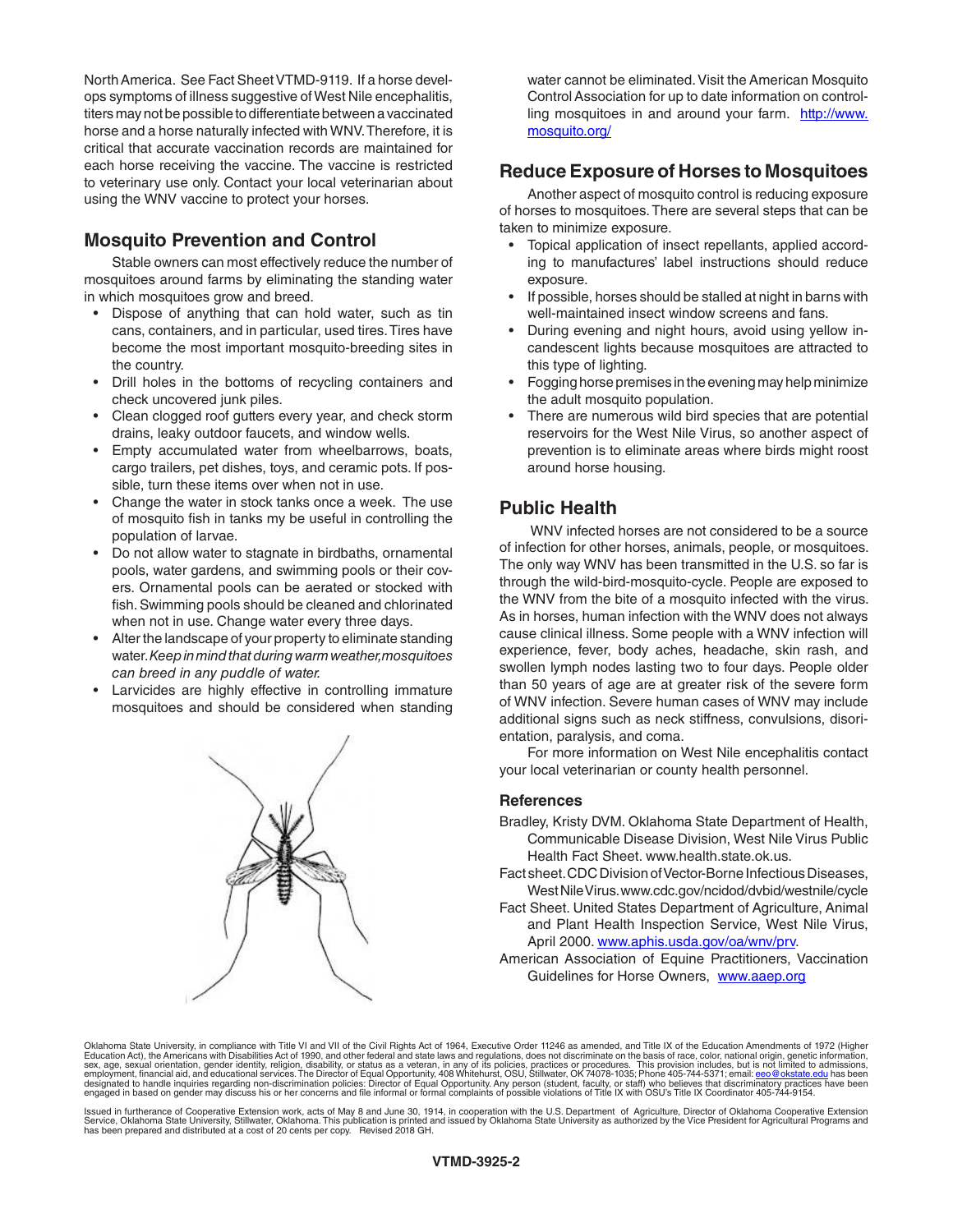North America. See Fact Sheet VTMD-9119. If a horse develops symptoms of illness suggestive of West Nile encephalitis, titers may not be possible to differentiate between a vaccinated horse and a horse naturally infected with WNV. Therefore, it is critical that accurate vaccination records are maintained for each horse receiving the vaccine. The vaccine is restricted to veterinary use only. Contact your local veterinarian about using the WNV vaccine to protect your horses.

## Mosquito Prevention and Control

Stable owners can most effectively reduce the number of mosquitoes around farms by eliminating the standing water in which mosquitoes grow and breed.

- Dispose of anything that can hold water, such as tin cans, containers, and in particular, used tires. Tires have become the most important mosquito-breeding sites in the country.
- Drill holes in the bottoms of recycling containers and check uncovered junk piles.
- Clean clogged roof gutters every year, and check storm drains, leaky outdoor faucets, and window wells.
- Empty accumulated water from wheelbarrows, boats, cargo trailers, pet dishes, toys, and ceramic pots. If possible, turn these items over when not in use.
- Change the water in stock tanks once a week. The use of mosquito fish in tanks my be useful in controlling the population of larvae.
- Do not allow water to stagnate in birdbaths, ornamental pools, water gardens, and swimming pools or their covers. Ornamental pools can be aerated or stocked with fish. Swimming pools should be cleaned and chlorinated when not in use. Change water every three days.
- Alter the landscape of your property to eliminate standing water. *Keep in mind that during warm weather, mosquitoes can breed in any puddle of water.*
- Larvicides are highly effective in controlling immature mosquitoes and should be considered when standing water cannot be eliminated. Visit the American Mosquito Control Association for up to date information on controlling mosquitoes in and around your farm. http://www.mosquito.org/

## Reduce Exposure of Horses to Mosquitoes

Another aspect of mosquito control is reducing exposure of horses to mosquitoes. There are several steps that can be taken to minimize exposure.

- Topical application of insect repellants, applied according to manufactures' label instructions should reduce exposure.
- If possible, horses should be stalled at night in barns with well-maintained insect window screens and fans.
- During evening and night hours, avoid using yellow incandescent lights because mosquitoes are attracted to this type of lighting.
- Fogging horse premises in the evening may help minimize the adult mosquito population.
- There are numerous wild bird species that are potential reservoirs for the West Nile Virus, so another aspect of prevention is to eliminate areas where birds might roost around horse housing.

## Public Health

WNV infected horses are not considered to be a source of infection for other horses, animals, people, or mosquitoes. The only way WNV has been transmitted in the U.S. so far is through the wild-bird-mosquito-cycle. People are exposed to the WNV from the bite of a mosquito infected with the virus. As in horses, human infection with the WNV does not always cause clinical illness. Some people with a WNV infection will experience, fever, body aches, headache, skin rash, and swollen lymph nodes lasting two to four days. People older than 50 years of age are at greater risk of the severe form of WNV infection. Severe human cases of WNV may include additional signs such as neck stiffness, convulsions, disorientation, paralysis, and coma.

For more information on West Nile encephalitis contact your local veterinarian or county health personnel.

### References

Bradley, Kristy DVM. Oklahoma State Department of Health, Communicable Disease Division, West Nile Virus Public Health Fact Sheet. www.health.state.ok.us.

Fact sheet. CDC Division of Vector-Borne Infectious Diseases, West Nile Virus. www.cdc.gov/ncidod/dvbid/westnile/cycle

Fact Sheet. United States Department of Agriculture, Animal and Plant Health Inspection Service, West Nile Virus, April 2000. www.aphis.usda.gov/oa/wnv/prv.

American Association of Equine Practitioners, Vaccination Guidelines for Horse Owners, www.aaep.org

Oklahoma State University, in compliance with Title VI and VII of the Civil Rights Act of 1964, Executive Order 11246 as amended, and Title IX of the Education Amendments of 1972 (Higher Education Act), the Americans with Disabilities Act of 1990, and other federal and state laws and regulations, does not discriminate on the basis of race, color, national origin, genetic information, sex, age, sexual orientation, gender identity, religion, disability, or status as a veteran, in any of its policies, practices or procedures. This provision includes, but is not limited to admissions, employment, financial aid, and educational services. The Director of Equal Opportunity, 408 Whitehurst, OSU, Stillwater, OK 74078-1035; Phone 405-744-5371; email: eeo@okstate.edu has been designated to handle inquiries regarding non-discrimination policies: Director of Equal Opportunity. Any person (student, faculty, or staff) who believes that discriminatory practices have been engaged in based on gender may discuss his or her concerns and file informal or formal complaints of possible violations of Title IX with OSU's Title IX Coordinator 405-744-9154.

Issued in furtherance of Cooperative Extension work, acts of May 8 and June 30, 1914, in cooperation with the U.S. Department of Agriculture, Director of Oklahoma Cooperative Extension Service, Oklahoma State University, Stillwater, Oklahoma. This publication is printed and issued by Oklahoma State University as authorized by the Vice President for Agricultural Programs and has been prepared and distributed at a cost of 20 cents per copy. Revised 2018 GH.